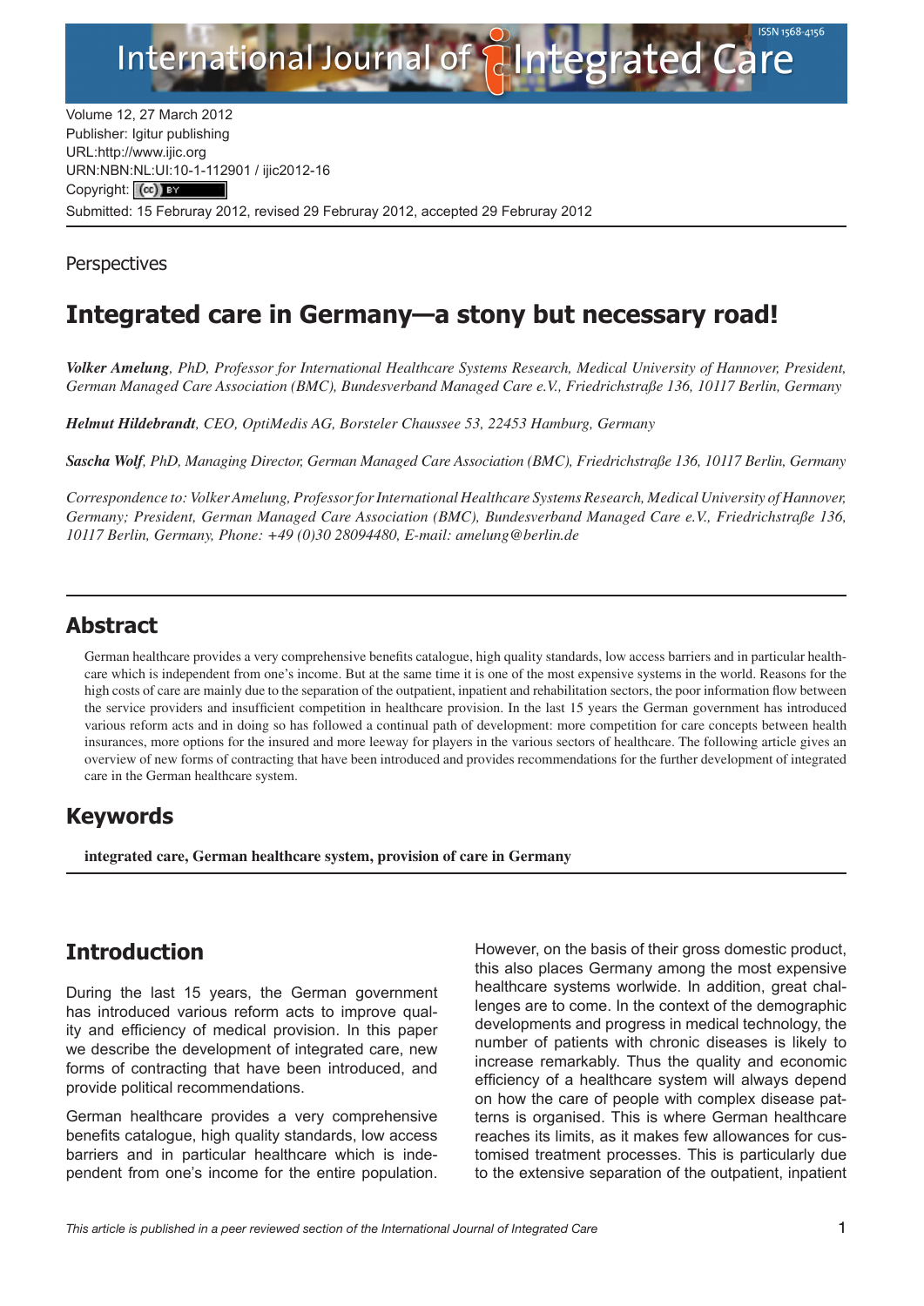Volume 12, 27 March 2012
Publisher: Igitur publishing
URL:http://www.ijic.org
URN:NBN:NL:UI:10-1-112901 / ijic2012-16
Copyright: (cc) BY
Submitted: 15 Februray 2012, revised 29 Februray 2012, accepted 29 Februray 2012

Perspectives

# Integrated care in Germany—a stony but necessary road!

***Volker Amelung**, PhD, Professor for International Healthcare Systems Research, Medical University of Hannover, President, German Managed Care Association (BMC), Bundesverband Managed Care e.V., Friedrichstraße 136, 10117 Berlin, Germany*

***Helmut Hildebrandt**, CEO, OptiMedis AG, Borsteler Chaussee 53, 22453 Hamburg, Germany*

***Sascha Wolf**, PhD, Managing Director, German Managed Care Association (BMC), Friedrichstraße 136, 10117 Berlin, Germany*

*Correspondence to: Volker Amelung, Professor for International Healthcare Systems Research, Medical University of Hannover, Germany; President, German Managed Care Association (BMC), Bundesverband Managed Care e.V., Friedrichstraße 136, 10117 Berlin, Germany, Phone: +49 (0)30 28094480, E-mail: amelung@berlin.de*

## Abstract

German healthcare provides a very comprehensive benefits catalogue, high quality standards, low access barriers and in particular healthcare which is independent from one's income. But at the same time it is one of the most expensive systems in the world. Reasons for the high costs of care are mainly due to the separation of the outpatient, inpatient and rehabilitation sectors, the poor information flow between the service providers and insufficient competition in healthcare provision. In the last 15 years the German government has introduced various reform acts and in doing so has followed a continual path of development: more competition for care concepts between health insurances, more options for the insured and more leeway for players in the various sectors of healthcare. The following article gives an overview of new forms of contracting that have been introduced and provides recommendations for the further development of integrated care in the German healthcare system.

## Keywords

**integrated care, German healthcare system, provision of care in Germany**

## Introduction

During the last 15 years, the German government has introduced various reform acts to improve quality and efficiency of medical provision. In this paper we describe the development of integrated care, new forms of contracting that have been introduced, and provide political recommendations.

German healthcare provides a very comprehensive benefits catalogue, high quality standards, low access barriers and in particular healthcare which is independent from one's income for the entire population. However, on the basis of their gross domestic product, this also places Germany among the most expensive healthcare systems worlwide. In addition, great challenges are to come. In the context of the demographic developments and progress in medical technology, the number of patients with chronic diseases is likely to increase remarkably. Thus the quality and economic efficiency of a healthcare system will always depend on how the care of people with complex disease patterns is organised. This is where German healthcare reaches its limits, as it makes few allowances for customised treatment processes. This is particularly due to the extensive separation of the outpatient, inpatient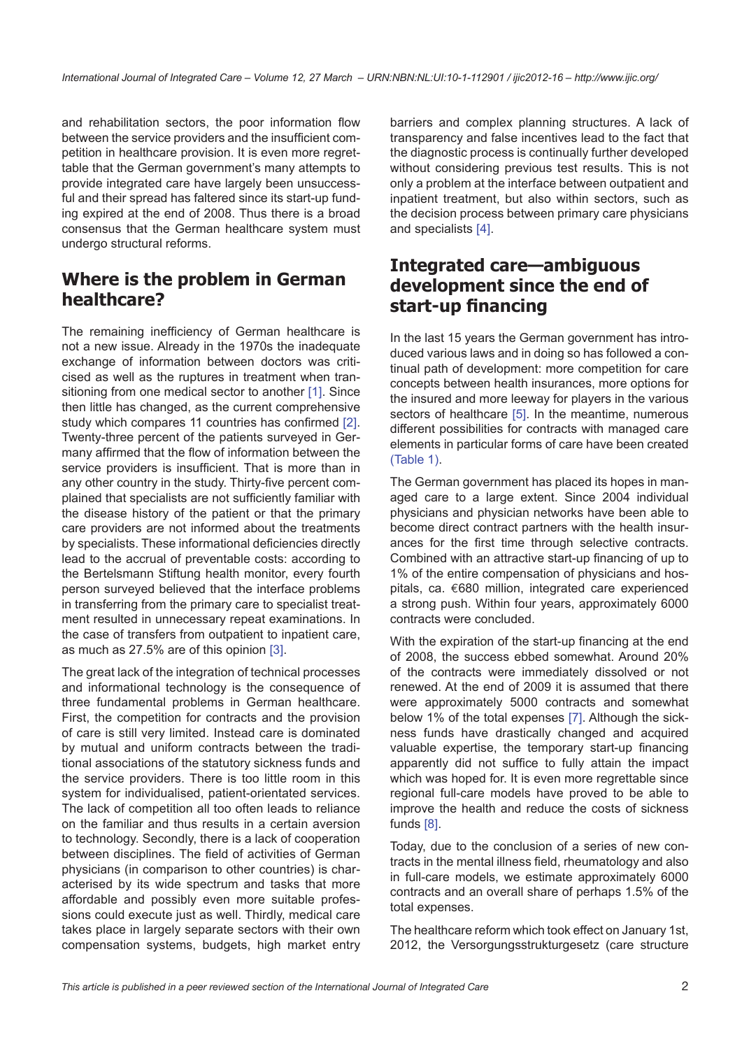and rehabilitation sectors, the poor information flow between the service providers and the insufficient competition in healthcare provision. It is even more regrettable that the German government's many attempts to provide integrated care have largely been unsuccessful and their spread has faltered since its start-up funding expired at the end of 2008. Thus there is a broad consensus that the German healthcare system must undergo structural reforms.

## Where is the problem in German healthcare?

The remaining inefficiency of German healthcare is not a new issue. Already in the 1970s the inadequate exchange of information between doctors was criticised as well as the ruptures in treatment when transitioning from one medical sector to another [1]. Since then little has changed, as the current comprehensive study which compares 11 countries has confirmed [2]. Twenty-three percent of the patients surveyed in Germany affirmed that the flow of information between the service providers is insufficient. That is more than in any other country in the study. Thirty-five percent complained that specialists are not sufficiently familiar with the disease history of the patient or that the primary care providers are not informed about the treatments by specialists. These informational deficiencies directly lead to the accrual of preventable costs: according to the Bertelsmann Stiftung health monitor, every fourth person surveyed believed that the interface problems in transferring from the primary care to specialist treatment resulted in unnecessary repeat examinations. In the case of transfers from outpatient to inpatient care, as much as 27.5% are of this opinion [3].

The great lack of the integration of technical processes and informational technology is the consequence of three fundamental problems in German healthcare. First, the competition for contracts and the provision of care is still very limited. Instead care is dominated by mutual and uniform contracts between the traditional associations of the statutory sickness funds and the service providers. There is too little room in this system for individualised, patient-orientated services. The lack of competition all too often leads to reliance on the familiar and thus results in a certain aversion to technology. Secondly, there is a lack of cooperation between disciplines. The field of activities of German physicians (in comparison to other countries) is characterised by its wide spectrum and tasks that more affordable and possibly even more suitable professions could execute just as well. Thirdly, medical care takes place in largely separate sectors with their own compensation systems, budgets, high market entry barriers and complex planning structures. A lack of transparency and false incentives lead to the fact that the diagnostic process is continually further developed without considering previous test results. This is not only a problem at the interface between outpatient and inpatient treatment, but also within sectors, such as the decision process between primary care physicians and specialists [4].

## Integrated care—ambiguous development since the end of start-up financing

In the last 15 years the German government has introduced various laws and in doing so has followed a continual path of development: more competition for care concepts between health insurances, more options for the insured and more leeway for players in the various sectors of healthcare [5]. In the meantime, numerous different possibilities for contracts with managed care elements in particular forms of care have been created (Table 1).

The German government has placed its hopes in managed care to a large extent. Since 2004 individual physicians and physician networks have been able to become direct contract partners with the health insurances for the first time through selective contracts. Combined with an attractive start-up financing of up to 1% of the entire compensation of physicians and hospitals, ca. €680 million, integrated care experienced a strong push. Within four years, approximately 6000 contracts were concluded.

With the expiration of the start-up financing at the end of 2008, the success ebbed somewhat. Around 20% of the contracts were immediately dissolved or not renewed. At the end of 2009 it is assumed that there were approximately 5000 contracts and somewhat below 1% of the total expenses [7]. Although the sickness funds have drastically changed and acquired valuable expertise, the temporary start-up financing apparently did not suffice to fully attain the impact which was hoped for. It is even more regrettable since regional full-care models have proved to be able to improve the health and reduce the costs of sickness funds [8].

Today, due to the conclusion of a series of new contracts in the mental illness field, rheumatology and also in full-care models, we estimate approximately 6000 contracts and an overall share of perhaps 1.5% of the total expenses.

The healthcare reform which took effect on January 1st, 2012, the Versorgungsstrukturgesetz (care structure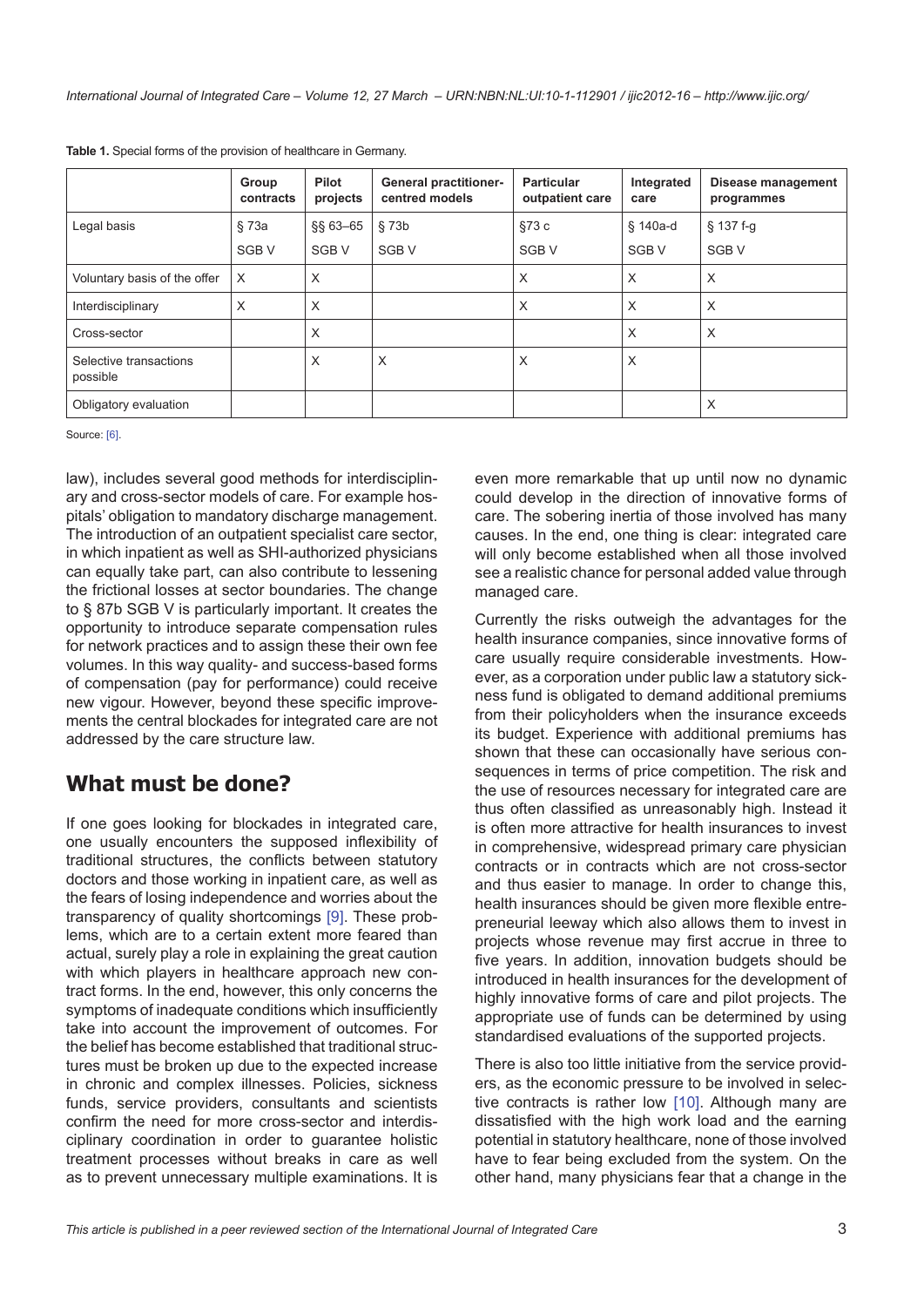**Table 1.** Special forms of the provision of healthcare in Germany.

| | Group contracts | Pilot projects | General practitioner-centred models | Particular outpatient care | Integrated care | Disease management programmes |
|---|---|---|---|---|---|---|
| Legal basis | § 73a SGB V | §§ 63–65 SGB V | § 73b SGB V | §73 c SGB V | § 140a-d SGB V | § 137 f-g SGB V |
| Voluntary basis of the offer | X | X | | X | X | X |
| Interdisciplinary | X | X | | X | X | X |
| Cross-sector | | X | | | X | X |
| Selective transactions possible | | X | X | X | X | |
| Obligatory evaluation | | | | | | X |

Source: [6].

law), includes several good methods for interdisciplinary and cross-sector models of care. For example hospitals' obligation to mandatory discharge management. The introduction of an outpatient specialist care sector, in which inpatient as well as SHI-authorized physicians can equally take part, can also contribute to lessening the frictional losses at sector boundaries. The change to § 87b SGB V is particularly important. It creates the opportunity to introduce separate compensation rules for network practices and to assign these their own fee volumes. In this way quality- and success-based forms of compensation (pay for performance) could receive new vigour. However, beyond these specific improvements the central blockades for integrated care are not addressed by the care structure law.

## What must be done?

If one goes looking for blockades in integrated care, one usually encounters the supposed inflexibility of traditional structures, the conflicts between statutory doctors and those working in inpatient care, as well as the fears of losing independence and worries about the transparency of quality shortcomings [9]. These problems, which are to a certain extent more feared than actual, surely play a role in explaining the great caution with which players in healthcare approach new contract forms. In the end, however, this only concerns the symptoms of inadequate conditions which insufficiently take into account the improvement of outcomes. For the belief has become established that traditional structures must be broken up due to the expected increase in chronic and complex illnesses. Policies, sickness funds, service providers, consultants and scientists confirm the need for more cross-sector and interdisciplinary coordination in order to guarantee holistic treatment processes without breaks in care as well as to prevent unnecessary multiple examinations. It is even more remarkable that up until now no dynamic could develop in the direction of innovative forms of care. The sobering inertia of those involved has many causes. In the end, one thing is clear: integrated care will only become established when all those involved see a realistic chance for personal added value through managed care.

Currently the risks outweigh the advantages for the health insurance companies, since innovative forms of care usually require considerable investments. However, as a corporation under public law a statutory sickness fund is obligated to demand additional premiums from their policyholders when the insurance exceeds its budget. Experience with additional premiums has shown that these can occasionally have serious consequences in terms of price competition. The risk and the use of resources necessary for integrated care are thus often classified as unreasonably high. Instead it is often more attractive for health insurances to invest in comprehensive, widespread primary care physician contracts or in contracts which are not cross-sector and thus easier to manage. In order to change this, health insurances should be given more flexible entrepreneurial leeway which also allows them to invest in projects whose revenue may first accrue in three to five years. In addition, innovation budgets should be introduced in health insurances for the development of highly innovative forms of care and pilot projects. The appropriate use of funds can be determined by using standardised evaluations of the supported projects.

There is also too little initiative from the service providers, as the economic pressure to be involved in selective contracts is rather low [10]. Although many are dissatisfied with the high work load and the earning potential in statutory healthcare, none of those involved have to fear being excluded from the system. On the other hand, many physicians fear that a change in the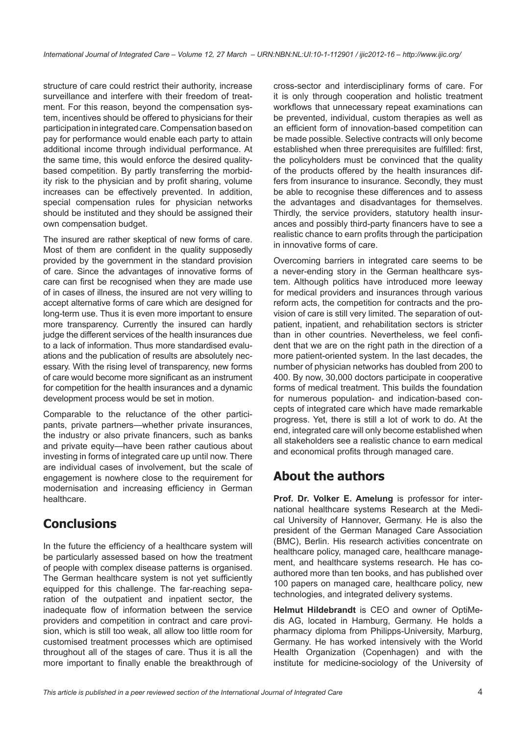structure of care could restrict their authority, increase surveillance and interfere with their freedom of treatment. For this reason, beyond the compensation system, incentives should be offered to physicians for their participation in integrated care. Compensation based on pay for performance would enable each party to attain additional income through individual performance. At the same time, this would enforce the desired quality-based competition. By partly transferring the morbidity risk to the physician and by profit sharing, volume increases can be effectively prevented. In addition, special compensation rules for physician networks should be instituted and they should be assigned their own compensation budget.

The insured are rather skeptical of new forms of care. Most of them are confident in the quality supposedly provided by the government in the standard provision of care. Since the advantages of innovative forms of care can first be recognised when they are made use of in cases of illness, the insured are not very willing to accept alternative forms of care which are designed for long-term use. Thus it is even more important to ensure more transparency. Currently the insured can hardly judge the different services of the health insurances due to a lack of information. Thus more standardised evaluations and the publication of results are absolutely necessary. With the rising level of transparency, new forms of care would become more significant as an instrument for competition for the health insurances and a dynamic development process would be set in motion.

Comparable to the reluctance of the other participants, private partners—whether private insurances, the industry or also private financers, such as banks and private equity—have been rather cautious about investing in forms of integrated care up until now. There are individual cases of involvement, but the scale of engagement is nowhere close to the requirement for modernisation and increasing efficiency in German healthcare.

## Conclusions

In the future the efficiency of a healthcare system will be particularly assessed based on how the treatment of people with complex disease patterns is organised. The German healthcare system is not yet sufficiently equipped for this challenge. The far-reaching separation of the outpatient and inpatient sector, the inadequate flow of information between the service providers and competition in contract and care provision, which is still too weak, all allow too little room for customised treatment processes which are optimised throughout all of the stages of care. Thus it is all the more important to finally enable the breakthrough of cross-sector and interdisciplinary forms of care. For it is only through cooperation and holistic treatment workflows that unnecessary repeat examinations can be prevented, individual, custom therapies as well as an efficient form of innovation-based competition can be made possible. Selective contracts will only become established when three prerequisites are fulfilled: first, the policyholders must be convinced that the quality of the products offered by the health insurances differs from insurance to insurance. Secondly, they must be able to recognise these differences and to assess the advantages and disadvantages for themselves. Thirdly, the service providers, statutory health insurances and possibly third-party financers have to see a realistic chance to earn profits through the participation in innovative forms of care.

Overcoming barriers in integrated care seems to be a never-ending story in the German healthcare system. Although politics have introduced more leeway for medical providers and insurances through various reform acts, the competition for contracts and the provision of care is still very limited. The separation of outpatient, inpatient, and rehabilitation sectors is stricter than in other countries. Nevertheless, we feel confident that we are on the right path in the direction of a more patient-oriented system. In the last decades, the number of physician networks has doubled from 200 to 400. By now, 30,000 doctors participate in cooperative forms of medical treatment. This builds the foundation for numerous population- and indication-based concepts of integrated care which have made remarkable progress. Yet, there is still a lot of work to do. At the end, integrated care will only become established when all stakeholders see a realistic chance to earn medical and economical profits through managed care.

## About the authors

**Prof. Dr. Volker E. Amelung** is professor for international healthcare systems Research at the Medical University of Hannover, Germany. He is also the president of the German Managed Care Association (BMC), Berlin. His research activities concentrate on healthcare policy, managed care, healthcare management, and healthcare systems research. He has co-authored more than ten books, and has published over 100 papers on managed care, healthcare policy, new technologies, and integrated delivery systems.

**Helmut Hildebrandt** is CEO and owner of OptiMedis AG, located in Hamburg, Germany. He holds a pharmacy diploma from Philipps-University, Marburg, Germany. He has worked intensively with the World Health Organization (Copenhagen) and with the institute for medicine-sociology of the University of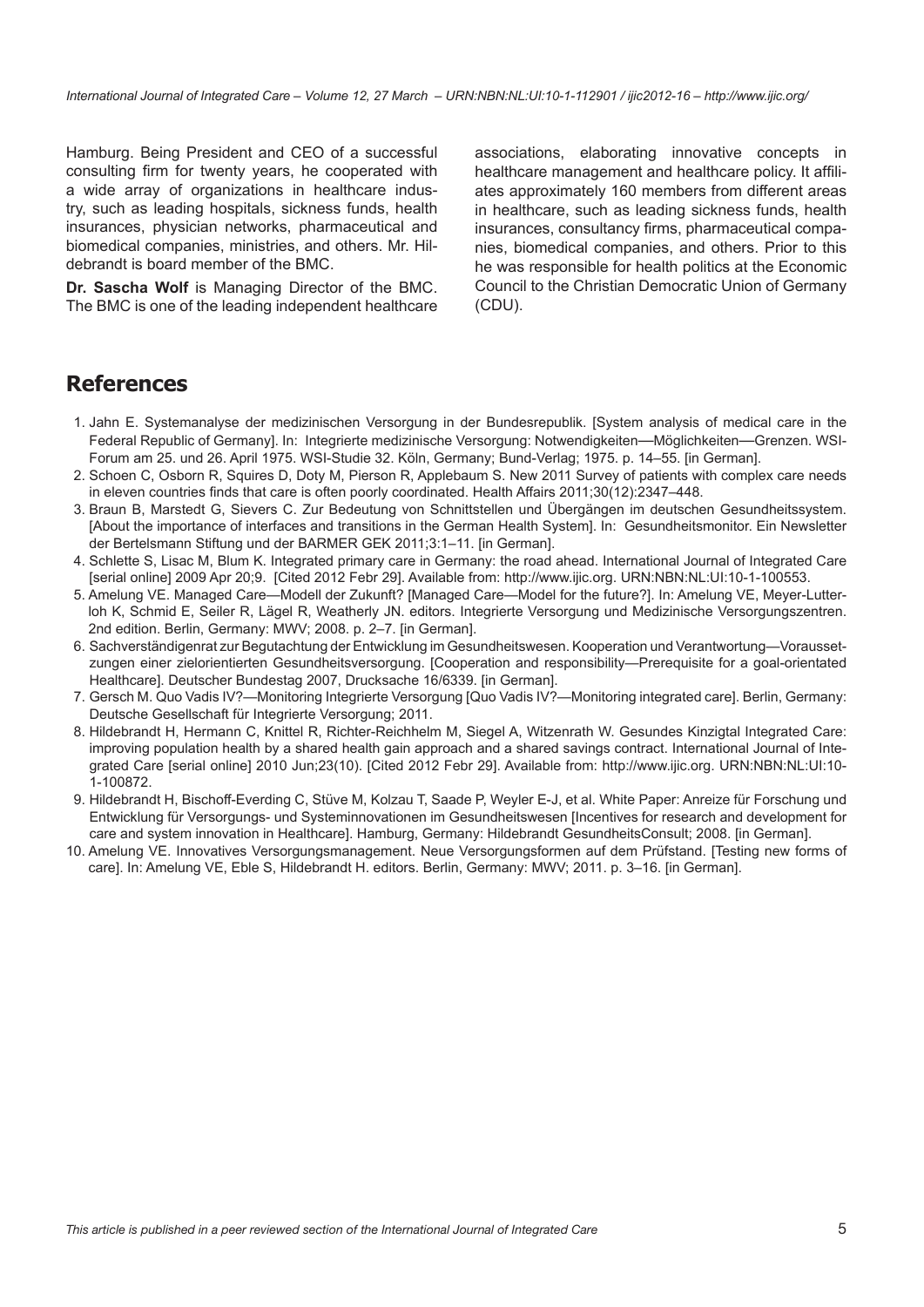Hamburg. Being President and CEO of a successful consulting firm for twenty years, he cooperated with a wide array of organizations in healthcare industry, such as leading hospitals, sickness funds, health insurances, physician networks, pharmaceutical and biomedical companies, ministries, and others. Mr. Hildebrandt is board member of the BMC.

**Dr. Sascha Wolf** is Managing Director of the BMC. The BMC is one of the leading independent healthcare associations, elaborating innovative concepts in healthcare management and healthcare policy. It affiliates approximately 160 members from different areas in healthcare, such as leading sickness funds, health insurances, consultancy firms, pharmaceutical companies, biomedical companies, and others. Prior to this he was responsible for health politics at the Economic Council to the Christian Democratic Union of Germany (CDU).

## References

1. Jahn E. Systemanalyse der medizinischen Versorgung in der Bundesrepublik. [System analysis of medical care in the Federal Republic of Germany]. In: Integrierte medizinische Versorgung: Notwendigkeiten—Möglichkeiten—Grenzen. WSI-Forum am 25. und 26. April 1975. WSI-Studie 32. Köln, Germany; Bund-Verlag; 1975. p. 14–55. [in German].
2. Schoen C, Osborn R, Squires D, Doty M, Pierson R, Applebaum S. New 2011 Survey of patients with complex care needs in eleven countries finds that care is often poorly coordinated. Health Affairs 2011;30(12):2347–448.
3. Braun B, Marstedt G, Sievers C. Zur Bedeutung von Schnittstellen und Übergängen im deutschen Gesundheitssystem. [About the importance of interfaces and transitions in the German Health System]. In: Gesundheitsmonitor. Ein Newsletter der Bertelsmann Stiftung und der BARMER GEK 2011;3:1–11. [in German].
4. Schlette S, Lisac M, Blum K. Integrated primary care in Germany: the road ahead. International Journal of Integrated Care [serial online] 2009 Apr 20;9. [Cited 2012 Febr 29]. Available from: http://www.ijic.org. URN:NBN:NL:UI:10-1-100553.
5. Amelung VE. Managed Care—Modell der Zukunft? [Managed Care—Model for the future?]. In: Amelung VE, Meyer-Lutterloh K, Schmid E, Seiler R, Lägel R, Weatherly JN. editors. Integrierte Versorgung und Medizinische Versorgungszentren. 2nd edition. Berlin, Germany: MWV; 2008. p. 2–7. [in German].
6. Sachverständigenrat zur Begutachtung der Entwicklung im Gesundheitswesen. Kooperation und Verantwortung—Voraussetzungen einer zielorientierten Gesundheitsversorgung. [Cooperation and responsibility—Prerequisite for a goal-orientated Healthcare]. Deutscher Bundestag 2007, Drucksache 16/6339. [in German].
7. Gersch M. Quo Vadis IV?—Monitoring Integrierte Versorgung [Quo Vadis IV?—Monitoring integrated care]. Berlin, Germany: Deutsche Gesellschaft für Integrierte Versorgung; 2011.
8. Hildebrandt H, Hermann C, Knittel R, Richter-Reichhelm M, Siegel A, Witzenrath W. Gesundes Kinzigtal Integrated Care: improving population health by a shared health gain approach and a shared savings contract. International Journal of Integrated Care [serial online] 2010 Jun;23(10). [Cited 2012 Febr 29]. Available from: http://www.ijic.org. URN:NBN:NL:UI:10-1-100872.
9. Hildebrandt H, Bischoff-Everding C, Stüve M, Kolzau T, Saade P, Weyler E-J, et al. White Paper: Anreize für Forschung und Entwicklung für Versorgungs- und Systeminnovationen im Gesundheitswesen [Incentives for research and development for care and system innovation in Healthcare]. Hamburg, Germany: Hildebrandt GesundheitsConsult; 2008. [in German].
10. Amelung VE. Innovatives Versorgungsmanagement. Neue Versorgungsformen auf dem Prüfstand. [Testing new forms of care]. In: Amelung VE, Eble S, Hildebrandt H. editors. Berlin, Germany: MWV; 2011. p. 3–16. [in German].